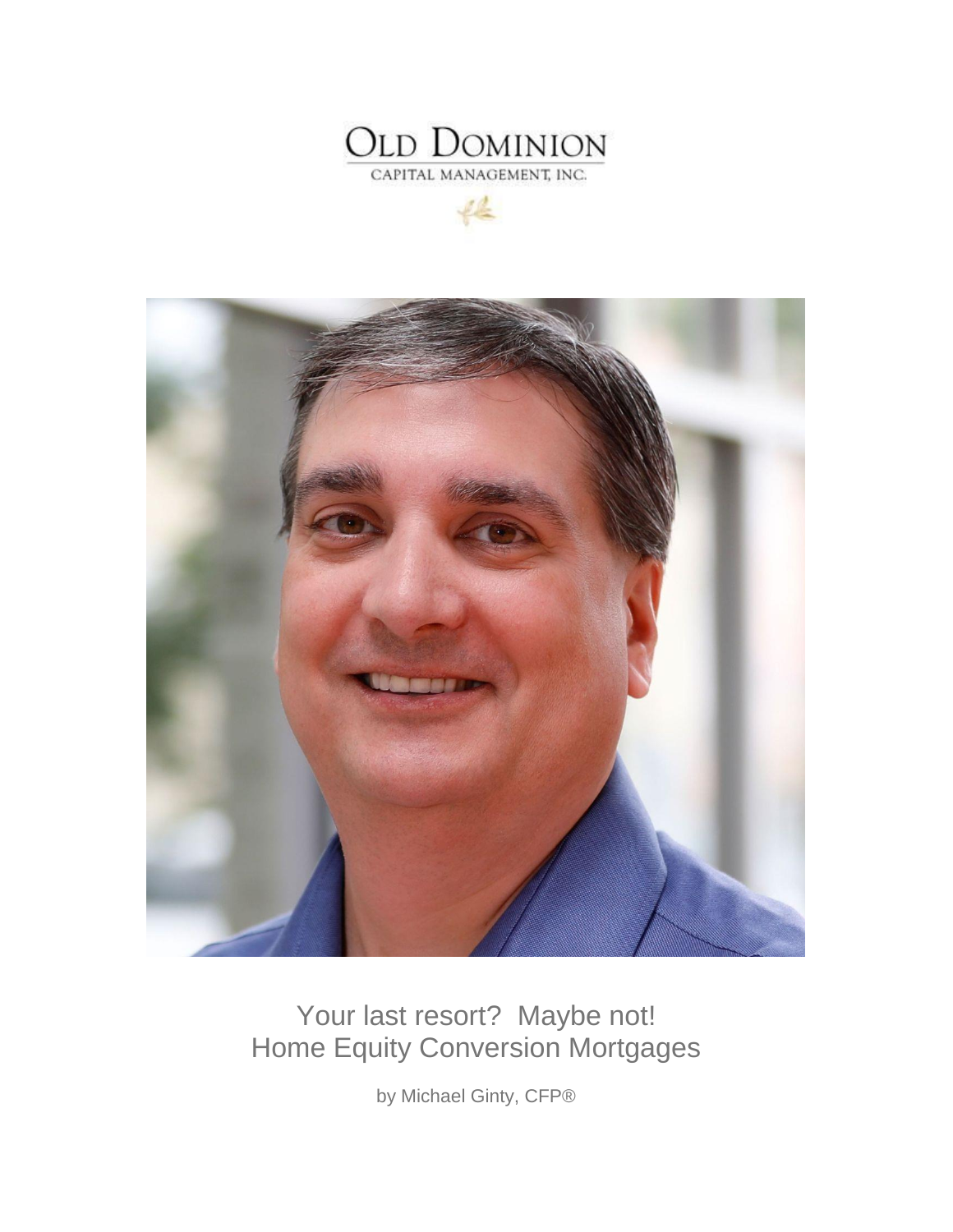OLD DOMINION
CAPITAL MANAGEMENT, INC.

# Your last resort? Maybe not!
# Home Equity Conversion Mortgages

by Michael Ginty, CFP®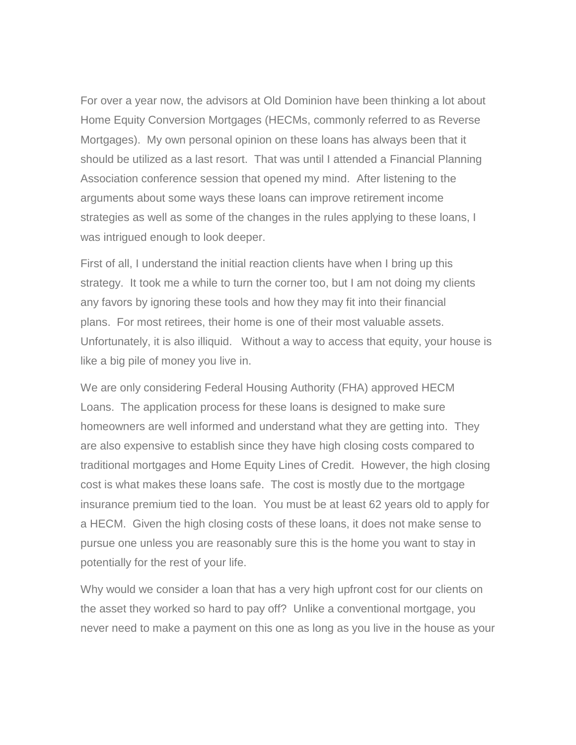For over a year now, the advisors at Old Dominion have been thinking a lot about Home Equity Conversion Mortgages (HECMs, commonly referred to as Reverse Mortgages). My own personal opinion on these loans has always been that it should be utilized as a last resort. That was until I attended a Financial Planning Association conference session that opened my mind. After listening to the arguments about some ways these loans can improve retirement income strategies as well as some of the changes in the rules applying to these loans, I was intrigued enough to look deeper.

First of all, I understand the initial reaction clients have when I bring up this strategy. It took me a while to turn the corner too, but I am not doing my clients any favors by ignoring these tools and how they may fit into their financial plans. For most retirees, their home is one of their most valuable assets. Unfortunately, it is also illiquid. Without a way to access that equity, your house is like a big pile of money you live in.

We are only considering Federal Housing Authority (FHA) approved HECM Loans. The application process for these loans is designed to make sure homeowners are well informed and understand what they are getting into. They are also expensive to establish since they have high closing costs compared to traditional mortgages and Home Equity Lines of Credit. However, the high closing cost is what makes these loans safe. The cost is mostly due to the mortgage insurance premium tied to the loan. You must be at least 62 years old to apply for a HECM. Given the high closing costs of these loans, it does not make sense to pursue one unless you are reasonably sure this is the home you want to stay in potentially for the rest of your life.

Why would we consider a loan that has a very high upfront cost for our clients on the asset they worked so hard to pay off? Unlike a conventional mortgage, you never need to make a payment on this one as long as you live in the house as your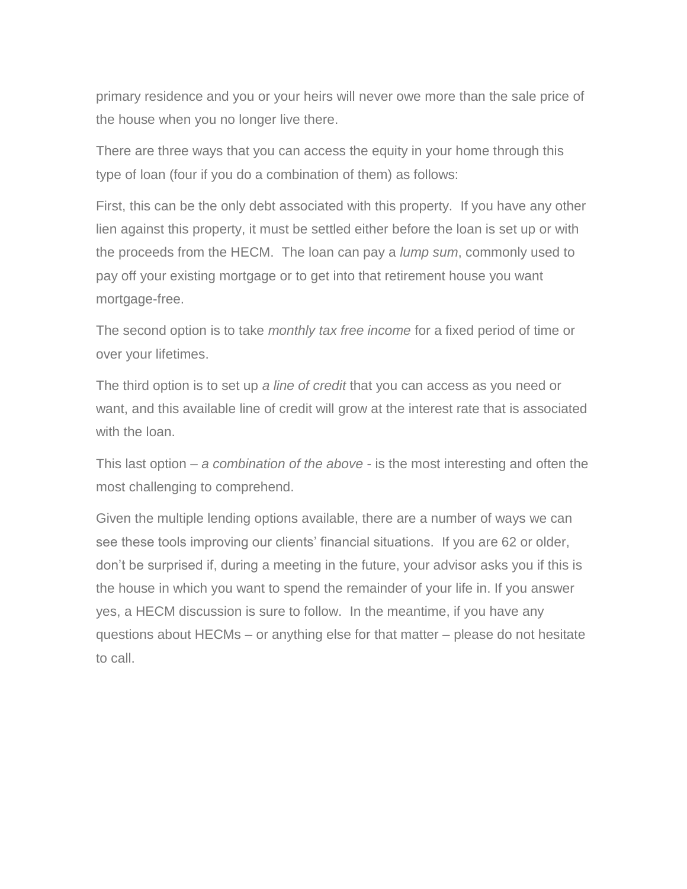primary residence and you or your heirs will never owe more than the sale price of the house when you no longer live there.

There are three ways that you can access the equity in your home through this type of loan (four if you do a combination of them) as follows:

First, this can be the only debt associated with this property.  If you have any other lien against this property, it must be settled either before the loan is set up or with the proceeds from the HECM.  The loan can pay a *lump sum*, commonly used to pay off your existing mortgage or to get into that retirement house you want mortgage-free.

The second option is to take *monthly tax free income* for a fixed period of time or over your lifetimes.

The third option is to set up *a line of credit* that you can access as you need or want, and this available line of credit will grow at the interest rate that is associated with the loan.

This last option – *a combination of the above* - is the most interesting and often the most challenging to comprehend.

Given the multiple lending options available, there are a number of ways we can see these tools improving our clients' financial situations.  If you are 62 or older, don't be surprised if, during a meeting in the future, your advisor asks you if this is the house in which you want to spend the remainder of your life in. If you answer yes, a HECM discussion is sure to follow.  In the meantime, if you have any questions about HECMs – or anything else for that matter – please do not hesitate to call.